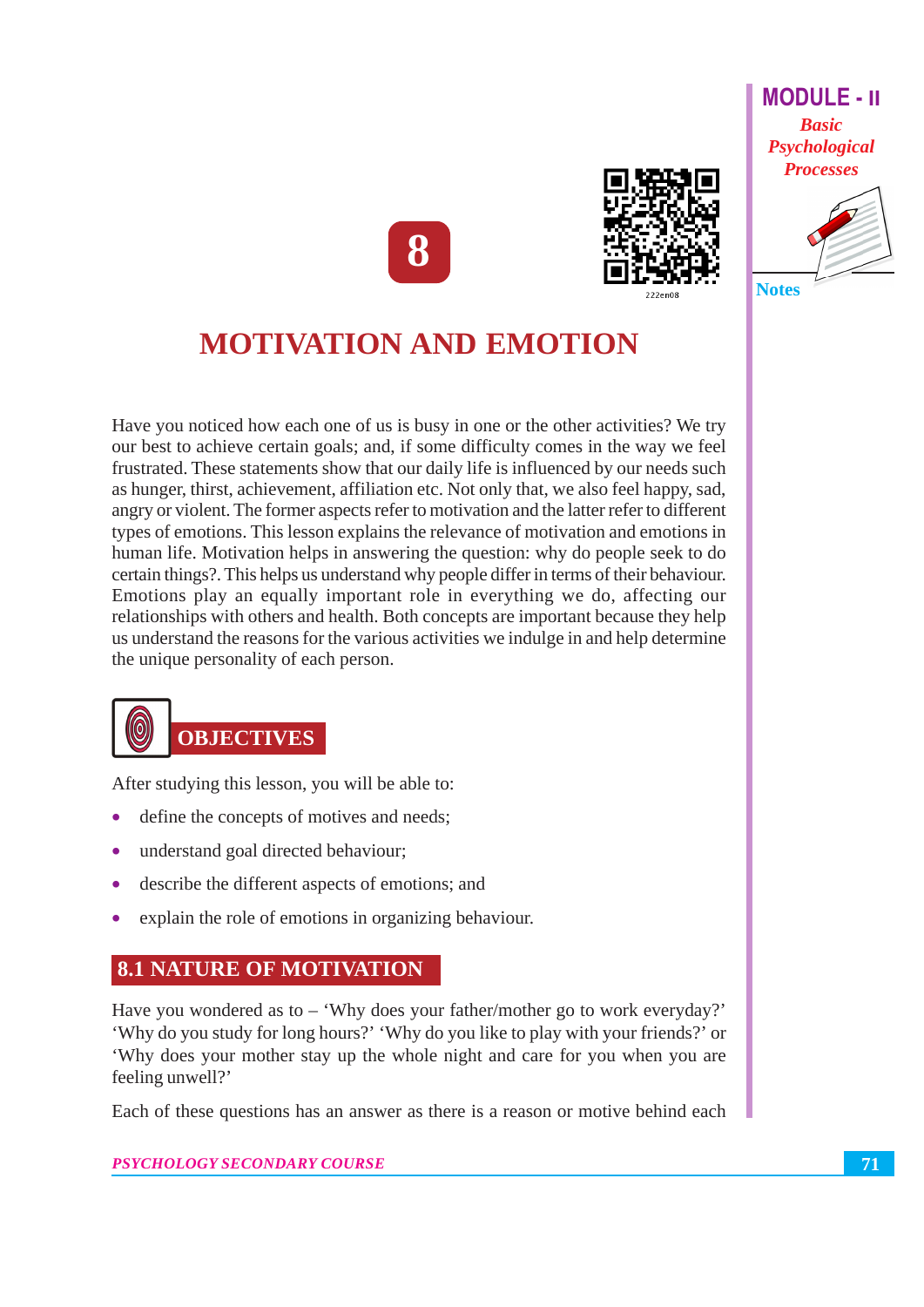# 8

# MOTIVATION AND EMOTION

Have you noticed how each one of us is busy in one or the other activities? We try our best to achieve certain goals; and, if some difficulty comes in the way we feel frustrated. These statements show that our daily life is influenced by our needs such as hunger, thirst, achievement, affiliation etc. Not only that, we also feel happy, sad, angry or violent. The former aspects refer to motivation and the latter refer to different types of emotions. This lesson explains the relevance of motivation and emotions in human life. Motivation helps in answering the question: why do people seek to do certain things?. This helps us understand why people differ in terms of their behaviour. Emotions play an equally important role in everything we do, affecting our relationships with others and health. Both concepts are important because they help us understand the reasons for the various activities we indulge in and help determine the unique personality of each person.

## OBJECTIVES

After studying this lesson, you will be able to:

- define the concepts of motives and needs;
- understand goal directed behaviour;
- describe the different aspects of emotions; and
- explain the role of emotions in organizing behaviour.

## 8.1 NATURE OF MOTIVATION

Have you wondered as to – 'Why does your father/mother go to work everyday?' 'Why do you study for long hours?' 'Why do you like to play with your friends?' or 'Why does your mother stay up the whole night and care for you when you are feeling unwell?'

Each of these questions has an answer as there is a reason or motive behind each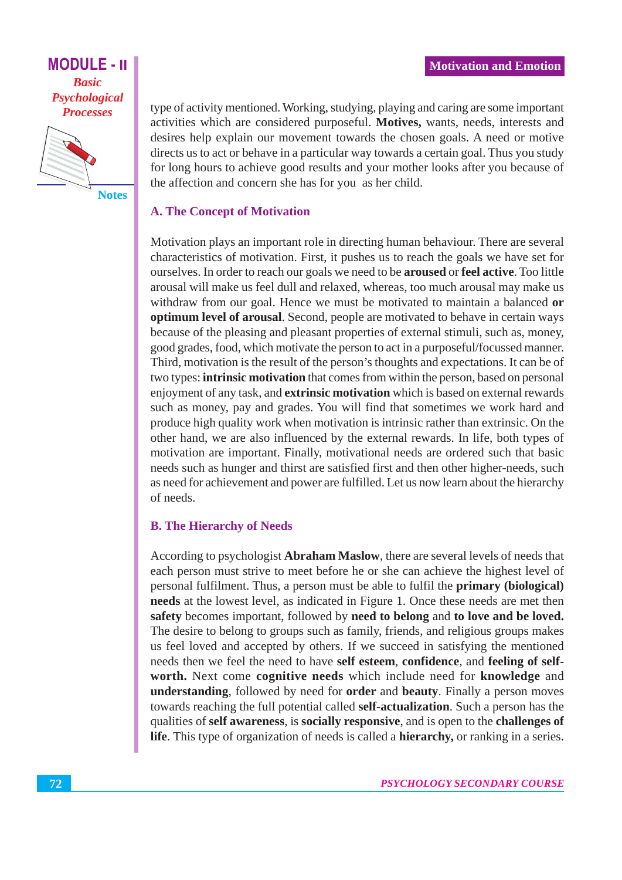type of activity mentioned. Working, studying, playing and caring are some important activities which are considered purposeful. **Motives,** wants, needs, interests and desires help explain our movement towards the chosen goals. A need or motive directs us to act or behave in a particular way towards a certain goal. Thus you study for long hours to achieve good results and your mother looks after you because of the affection and concern she has for you as her child.

## A. The Concept of Motivation

Motivation plays an important role in directing human behaviour. There are several characteristics of motivation. First, it pushes us to reach the goals we have set for ourselves. In order to reach our goals we need to be **aroused** or **feel active**. Too little arousal will make us feel dull and relaxed, whereas, too much arousal may make us withdraw from our goal. Hence we must be motivated to maintain a balanced **or optimum level of arousal**. Second, people are motivated to behave in certain ways because of the pleasing and pleasant properties of external stimuli, such as, money, good grades, food, which motivate the person to act in a purposeful/focussed manner. Third, motivation is the result of the person's thoughts and expectations. It can be of two types: **intrinsic motivation** that comes from within the person, based on personal enjoyment of any task, and **extrinsic motivation** which is based on external rewards such as money, pay and grades. You will find that sometimes we work hard and produce high quality work when motivation is intrinsic rather than extrinsic. On the other hand, we are also influenced by the external rewards. In life, both types of motivation are important. Finally, motivational needs are ordered such that basic needs such as hunger and thirst are satisfied first and then other higher-needs, such as need for achievement and power are fulfilled. Let us now learn about the hierarchy of needs.

## B. The Hierarchy of Needs

According to psychologist **Abraham Maslow**, there are several levels of needs that each person must strive to meet before he or she can achieve the highest level of personal fulfilment. Thus, a person must be able to fulfil the **primary (biological) needs** at the lowest level, as indicated in Figure 1. Once these needs are met then **safety** becomes important, followed by **need to belong** and **to love and be loved.** The desire to belong to groups such as family, friends, and religious groups makes us feel loved and accepted by others. If we succeed in satisfying the mentioned needs then we feel the need to have **self esteem**, **confidence**, and **feeling of self-worth.** Next come **cognitive needs** which include need for **knowledge** and **understanding**, followed by need for **order** and **beauty**. Finally a person moves towards reaching the full potential called **self-actualization**. Such a person has the qualities of **self awareness**, is **socially responsive**, and is open to the **challenges of life**. This type of organization of needs is called a **hierarchy,** or ranking in a series.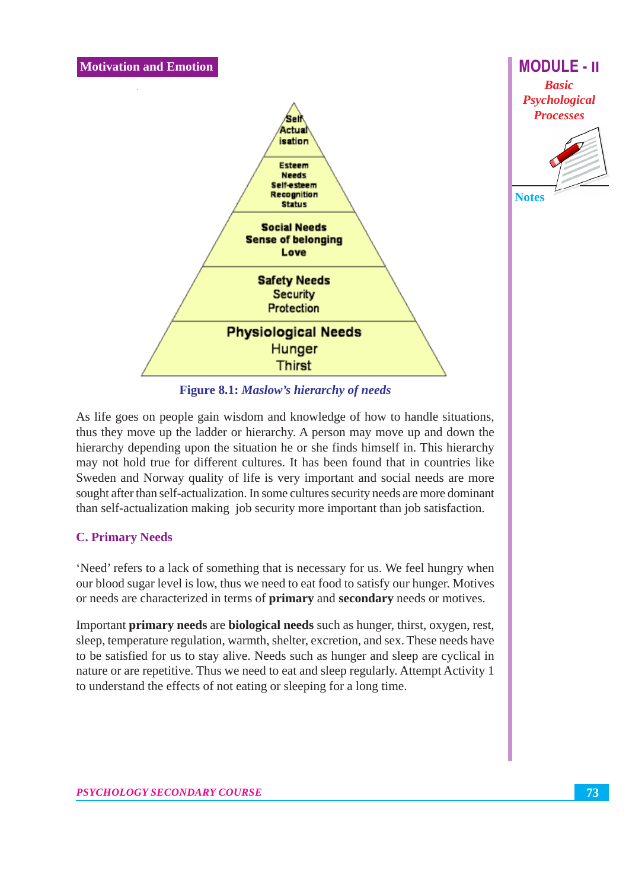Self Actualisation

Esteem Needs
Self-esteem
Recognition
Status

Social Needs
Sense of belonging
Love

Safety Needs
Security
Protection

Physiological Needs
Hunger
Thirst

**Figure 8.1:** ***Maslow's hierarchy of needs***

As life goes on people gain wisdom and knowledge of how to handle situations, thus they move up the ladder or hierarchy. A person may move up and down the hierarchy depending upon the situation he or she finds himself in. This hierarchy may not hold true for different cultures. It has been found that in countries like Sweden and Norway quality of life is very important and social needs are more sought after than self-actualization. In some cultures security needs are more dominant than self-actualization making job security more important than job satisfaction.

### C. Primary Needs

'Need' refers to a lack of something that is necessary for us. We feel hungry when our blood sugar level is low, thus we need to eat food to satisfy our hunger. Motives or needs are characterized in terms of **primary** and **secondary** needs or motives.

Important **primary needs** are **biological needs** such as hunger, thirst, oxygen, rest, sleep, temperature regulation, warmth, shelter, excretion, and sex. These needs have to be satisfied for us to stay alive. Needs such as hunger and sleep are cyclical in nature or are repetitive. Thus we need to eat and sleep regularly. Attempt Activity 1 to understand the effects of not eating or sleeping for a long time.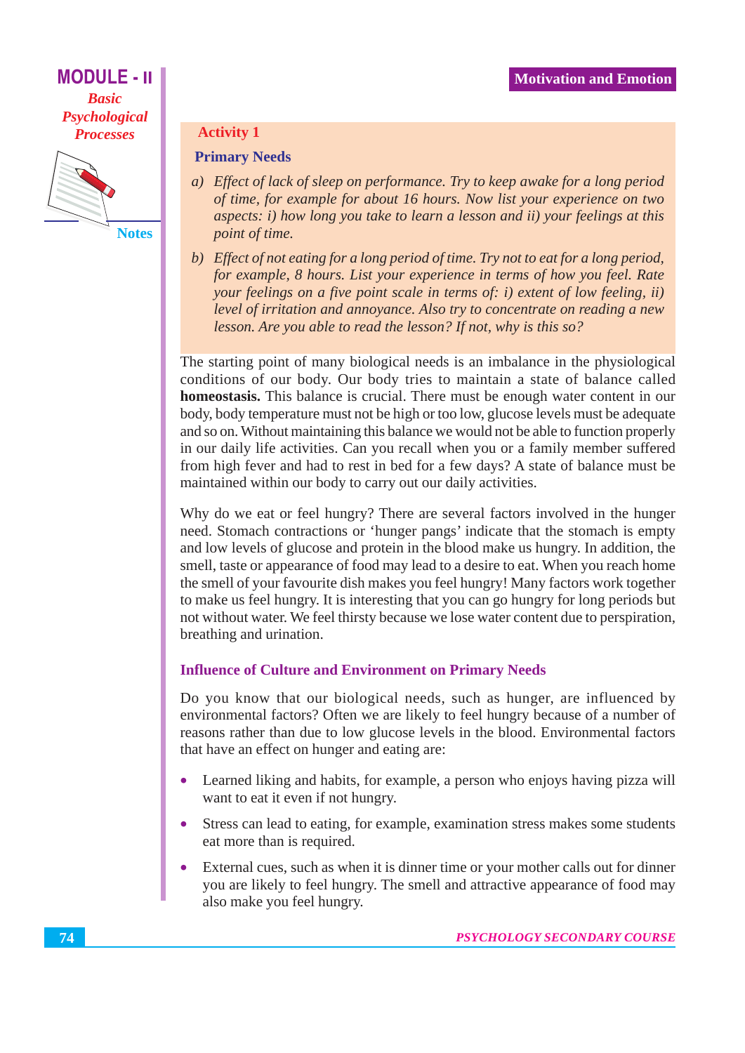### Activity 1

**Primary Needs**

a) *Effect of lack of sleep on performance. Try to keep awake for a long period of time, for example for about 16 hours. Now list your experience on two aspects: i) how long you take to learn a lesson and ii) your feelings at this point of time.*

b) *Effect of not eating for a long period of time. Try not to eat for a long period, for example, 8 hours. List your experience in terms of how you feel. Rate your feelings on a five point scale in terms of: i) extent of low feeling, ii) level of irritation and annoyance. Also try to concentrate on reading a new lesson. Are you able to read the lesson? If not, why is this so?*

The starting point of many biological needs is an imbalance in the physiological conditions of our body. Our body tries to maintain a state of balance called **homeostasis.** This balance is crucial. There must be enough water content in our body, body temperature must not be high or too low, glucose levels must be adequate and so on. Without maintaining this balance we would not be able to function properly in our daily life activities. Can you recall when you or a family member suffered from high fever and had to rest in bed for a few days? A state of balance must be maintained within our body to carry out our daily activities.

Why do we eat or feel hungry? There are several factors involved in the hunger need. Stomach contractions or 'hunger pangs' indicate that the stomach is empty and low levels of glucose and protein in the blood make us hungry. In addition, the smell, taste or appearance of food may lead to a desire to eat. When you reach home the smell of your favourite dish makes you feel hungry! Many factors work together to make us feel hungry. It is interesting that you can go hungry for long periods but not without water. We feel thirsty because we lose water content due to perspiration, breathing and urination.

### Influence of Culture and Environment on Primary Needs

Do you know that our biological needs, such as hunger, are influenced by environmental factors? Often we are likely to feel hungry because of a number of reasons rather than due to low glucose levels in the blood. Environmental factors that have an effect on hunger and eating are:

- Learned liking and habits, for example, a person who enjoys having pizza will want to eat it even if not hungry.
- Stress can lead to eating, for example, examination stress makes some students eat more than is required.
- External cues, such as when it is dinner time or your mother calls out for dinner you are likely to feel hungry. The smell and attractive appearance of food may also make you feel hungry.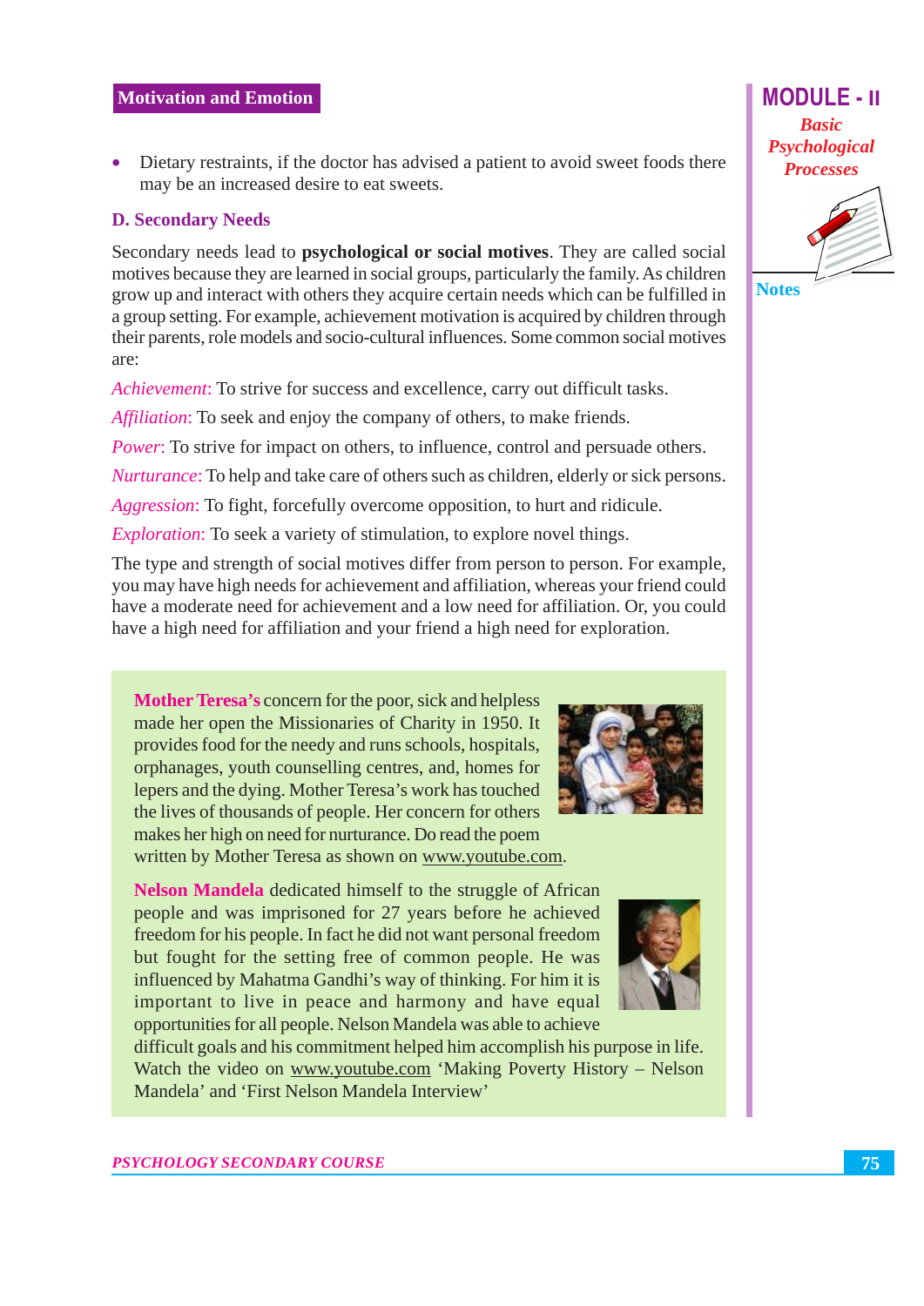- Dietary restraints, if the doctor has advised a patient to avoid sweet foods there may be an increased desire to eat sweets.

### D. Secondary Needs

Secondary needs lead to **psychological or social motives**. They are called social motives because they are learned in social groups, particularly the family. As children grow up and interact with others they acquire certain needs which can be fulfilled in a group setting. For example, achievement motivation is acquired by children through their parents, role models and socio-cultural influences. Some common social motives are:

*Achievement*: To strive for success and excellence, carry out difficult tasks.

*Affiliation*: To seek and enjoy the company of others, to make friends.

*Power*: To strive for impact on others, to influence, control and persuade others.

*Nurturance*: To help and take care of others such as children, elderly or sick persons.

*Aggression*: To fight, forcefully overcome opposition, to hurt and ridicule.

*Exploration*: To seek a variety of stimulation, to explore novel things.

The type and strength of social motives differ from person to person. For example, you may have high needs for achievement and affiliation, whereas your friend could have a moderate need for achievement and a low need for affiliation. Or, you could have a high need for affiliation and your friend a high need for exploration.

**Mother Teresa's** concern for the poor, sick and helpless made her open the Missionaries of Charity in 1950. It provides food for the needy and runs schools, hospitals, orphanages, youth counselling centres, and, homes for lepers and the dying. Mother Teresa's work has touched the lives of thousands of people. Her concern for others makes her high on need for nurturance. Do read the poem written by Mother Teresa as shown on www.youtube.com.

**Nelson Mandela** dedicated himself to the struggle of African people and was imprisoned for 27 years before he achieved freedom for his people. In fact he did not want personal freedom but fought for the setting free of common people. He was influenced by Mahatma Gandhi's way of thinking. For him it is important to live in peace and harmony and have equal opportunities for all people. Nelson Mandela was able to achieve difficult goals and his commitment helped him accomplish his purpose in life. Watch the video on www.youtube.com 'Making Poverty History – Nelson Mandela' and 'First Nelson Mandela Interview'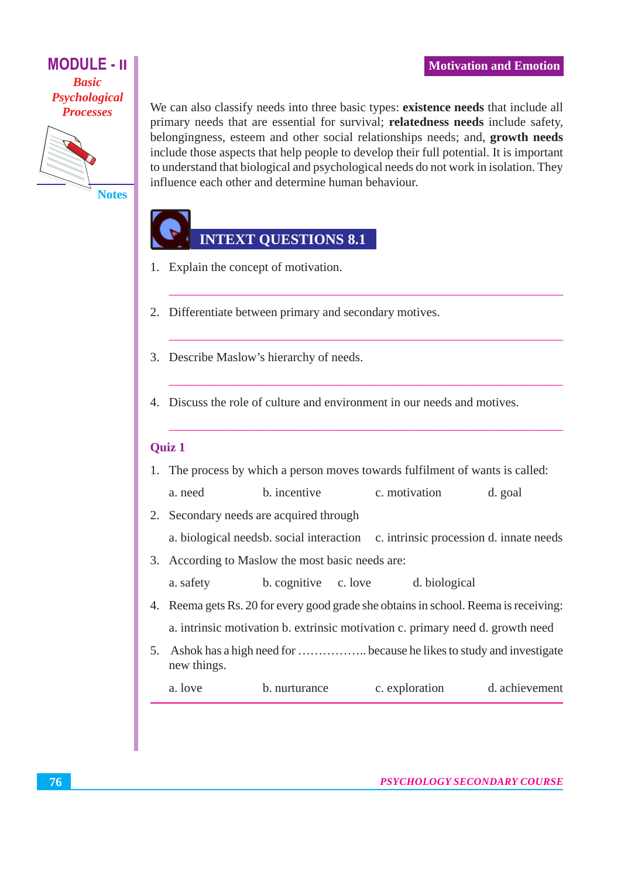We can also classify needs into three basic types: **existence needs** that include all primary needs that are essential for survival; **relatedness needs** include safety, belongingness, esteem and other social relationships needs; and, **growth needs** include those aspects that help people to develop their full potential. It is important to understand that biological and psychological needs do not work in isolation. They influence each other and determine human behaviour.

## INTEXT QUESTIONS 8.1

1. Explain the concept of motivation.

   ______________________________________________

2. Differentiate between primary and secondary motives.

   ______________________________________________

3. Describe Maslow's hierarchy of needs.

   ______________________________________________

4. Discuss the role of culture and environment in our needs and motives.

   ______________________________________________

### Quiz 1

1. The process by which a person moves towards fulfilment of wants is called:

   a. need　　b. incentive　　c. motivation　　d. goal

2. Secondary needs are acquired through

   a. biological needsb. social interaction　　c. intrinsic procession d. innate needs

3. According to Maslow the most basic needs are:

   a. safety　　b. cognitive　　c. love　　d. biological

4. Reema gets Rs. 20 for every good grade she obtains in school. Reema is receiving:

   a. intrinsic motivation b. extrinsic motivation c. primary need d. growth need

5. Ashok has a high need for …………….. because he likes to study and investigate new things.

   a. love　　b. nurturance　　c. exploration　　d. achievement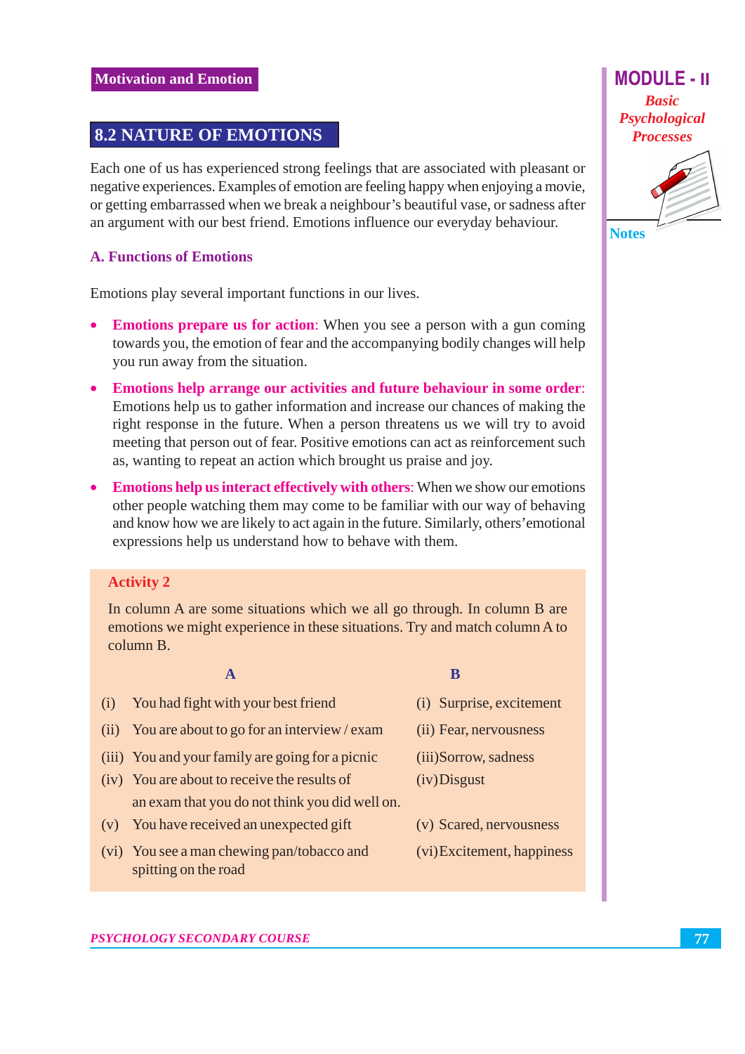## 8.2 NATURE OF EMOTIONS

Each one of us has experienced strong feelings that are associated with pleasant or negative experiences. Examples of emotion are feeling happy when enjoying a movie, or getting embarrassed when we break a neighbour's beautiful vase, or sadness after an argument with our best friend. Emotions influence our everyday behaviour.

### A. Functions of Emotions

Emotions play several important functions in our lives.

- **Emotions prepare us for action**: When you see a person with a gun coming towards you, the emotion of fear and the accompanying bodily changes will help you run away from the situation.
- **Emotions help arrange our activities and future behaviour in some order**: Emotions help us to gather information and increase our chances of making the right response in the future. When a person threatens us we will try to avoid meeting that person out of fear. Positive emotions can act as reinforcement such as, wanting to repeat an action which brought us praise and joy.
- **Emotions help us interact effectively with others**: When we show our emotions other people watching them may come to be familiar with our way of behaving and know how we are likely to act again in the future. Similarly, others' emotional expressions help us understand how to behave with them.

**Activity 2**

In column A are some situations which we all go through. In column B are emotions we might experience in these situations. Try and match column A to column B.

| A | B |
|---|---|
| (i) You had fight with your best friend | (i) Surprise, excitement |
| (ii) You are about to go for an interview / exam | (ii) Fear, nervousness |
| (iii) You and your family are going for a picnic | (iii) Sorrow, sadness |
| (iv) You are about to receive the results of an exam that you do not think you did well on. | (iv) Disgust |
| (v) You have received an unexpected gift | (v) Scared, nervousness |
| (vi) You see a man chewing pan/tobacco and spitting on the road | (vi) Excitement, happiness |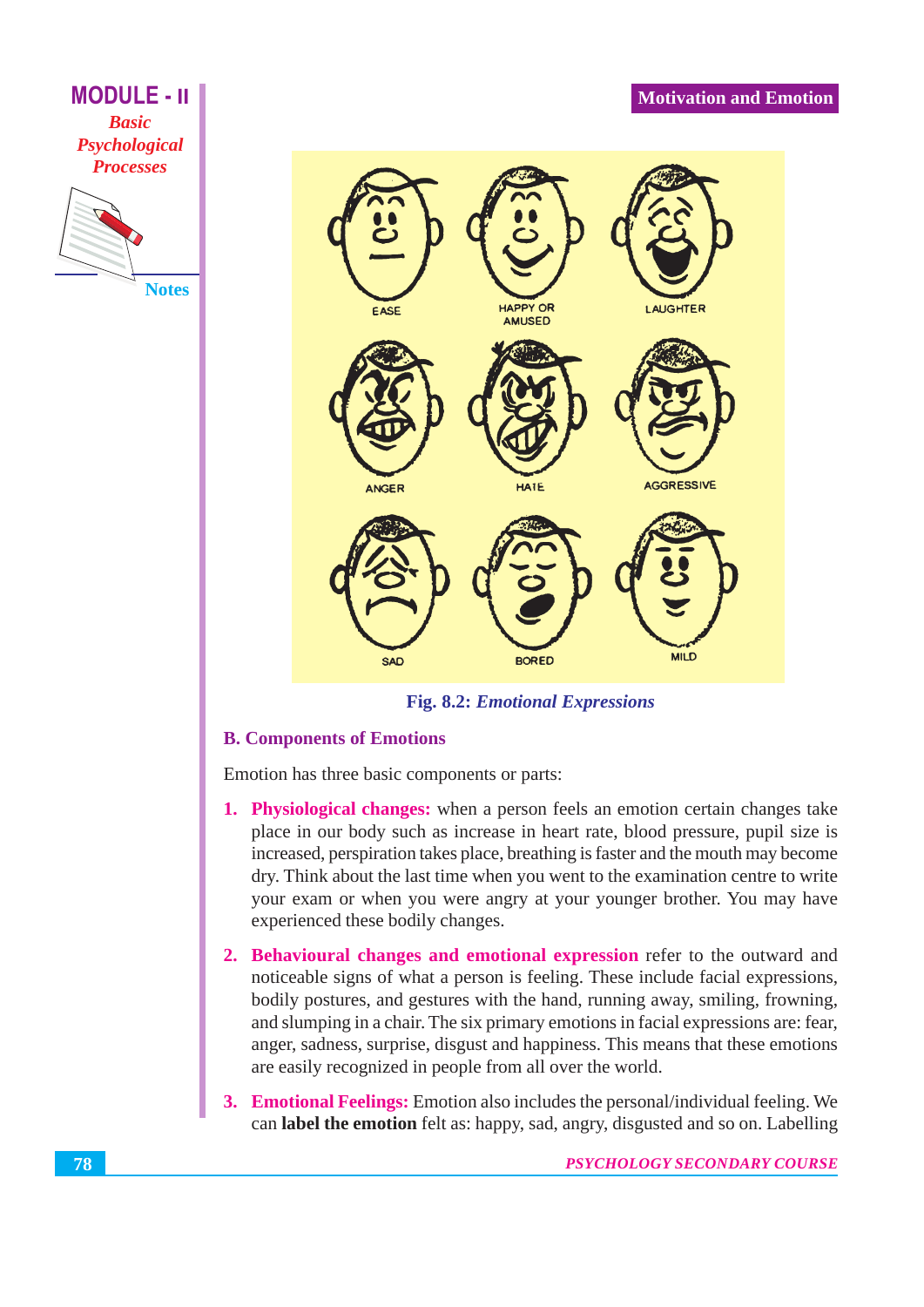Fig. 8.2: *Emotional Expressions*

### B. Components of Emotions

Emotion has three basic components or parts:

1. **Physiological changes:** when a person feels an emotion certain changes take place in our body such as increase in heart rate, blood pressure, pupil size is increased, perspiration takes place, breathing is faster and the mouth may become dry. Think about the last time when you went to the examination centre to write your exam or when you were angry at your younger brother. You may have experienced these bodily changes.

2. **Behavioural changes and emotional expression** refer to the outward and noticeable signs of what a person is feeling. These include facial expressions, bodily postures, and gestures with the hand, running away, smiling, frowning, and slumping in a chair. The six primary emotions in facial expressions are: fear, anger, sadness, surprise, disgust and happiness. This means that these emotions are easily recognized in people from all over the world.

3. **Emotional Feelings:** Emotion also includes the personal/individual feeling. We can **label the emotion** felt as: happy, sad, angry, disgusted and so on. Labelling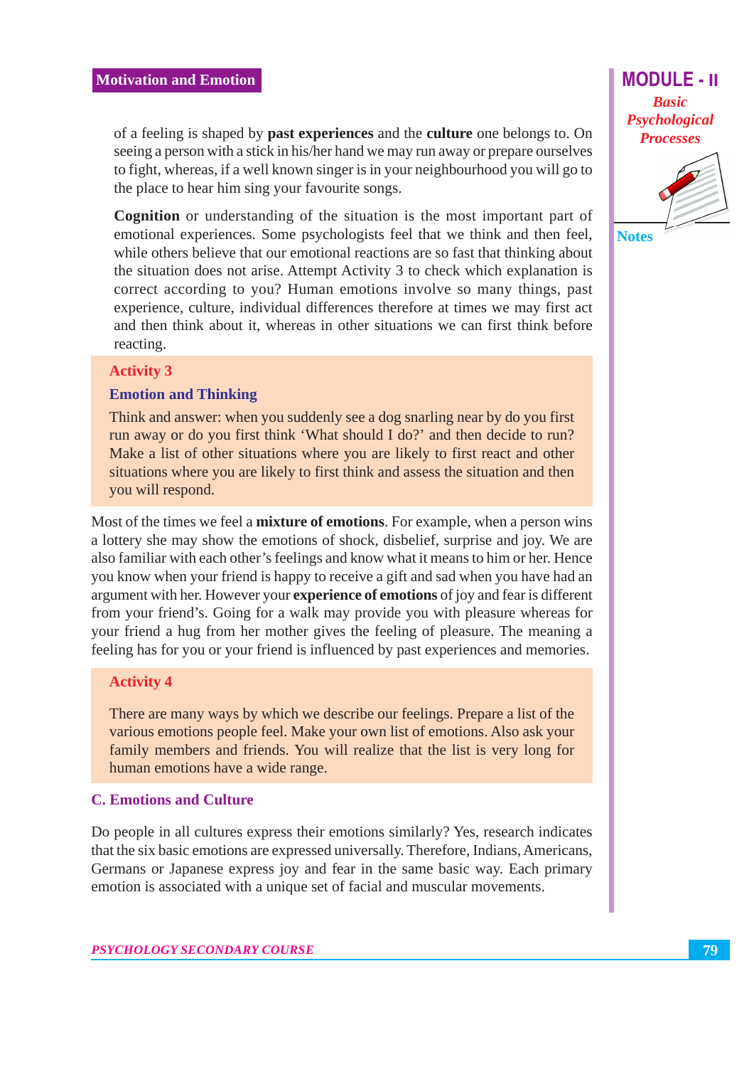of a feeling is shaped by **past experiences** and the **culture** one belongs to. On seeing a person with a stick in his/her hand we may run away or prepare ourselves to fight, whereas, if a well known singer is in your neighbourhood you will go to the place to hear him sing your favourite songs.

**Cognition** or understanding of the situation is the most important part of emotional experiences. Some psychologists feel that we think and then feel, while others believe that our emotional reactions are so fast that thinking about the situation does not arise. Attempt Activity 3 to check which explanation is correct according to you? Human emotions involve so many things, past experience, culture, individual differences therefore at times we may first act and then think about it, whereas in other situations we can first think before reacting.

**Activity 3**

**Emotion and Thinking**

Think and answer: when you suddenly see a dog snarling near by do you first run away or do you first think 'What should I do?' and then decide to run? Make a list of other situations where you are likely to first react and other situations where you are likely to first think and assess the situation and then you will respond.

Most of the times we feel a **mixture of emotions**. For example, when a person wins a lottery she may show the emotions of shock, disbelief, surprise and joy. We are also familiar with each other's feelings and know what it means to him or her. Hence you know when your friend is happy to receive a gift and sad when you have had an argument with her. However your **experience of emotions** of joy and fear is different from your friend's. Going for a walk may provide you with pleasure whereas for your friend a hug from her mother gives the feeling of pleasure. The meaning a feeling has for you or your friend is influenced by past experiences and memories.

**Activity 4**

There are many ways by which we describe our feelings. Prepare a list of the various emotions people feel. Make your own list of emotions. Also ask your family members and friends. You will realize that the list is very long for human emotions have a wide range.

### C. Emotions and Culture

Do people in all cultures express their emotions similarly? Yes, research indicates that the six basic emotions are expressed universally. Therefore, Indians, Americans, Germans or Japanese express joy and fear in the same basic way. Each primary emotion is associated with a unique set of facial and muscular movements.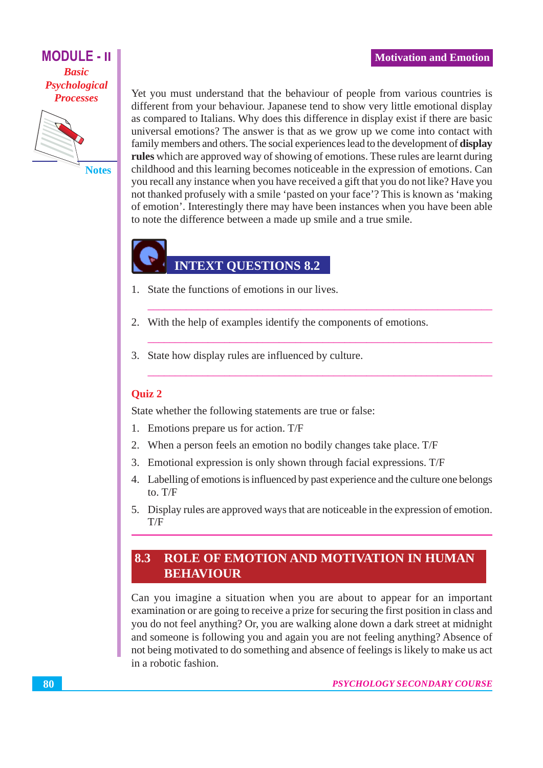Yet you must understand that the behaviour of people from various countries is different from your behaviour. Japanese tend to show very little emotional display as compared to Italians. Why does this difference in display exist if there are basic universal emotions? The answer is that as we grow up we come into contact with family members and others. The social experiences lead to the development of **display rules** which are approved way of showing of emotions. These rules are learnt during childhood and this learning becomes noticeable in the expression of emotions. Can you recall any instance when you have received a gift that you do not like? Have you not thanked profusely with a smile 'pasted on your face'? This is known as 'making of emotion'. Interestingly there may have been instances when you have been able to note the difference between a made up smile and a true smile.

## INTEXT QUESTIONS 8.2

1. State the functions of emotions in our lives.

2. With the help of examples identify the components of emotions.

3. State how display rules are influenced by culture.

### Quiz 2

State whether the following statements are true or false:

1. Emotions prepare us for action. T/F
2. When a person feels an emotion no bodily changes take place. T/F
3. Emotional expression is only shown through facial expressions. T/F
4. Labelling of emotions is influenced by past experience and the culture one belongs to. T/F
5. Display rules are approved ways that are noticeable in the expression of emotion. T/F

## 8.3 ROLE OF EMOTION AND MOTIVATION IN HUMAN BEHAVIOUR

Can you imagine a situation when you are about to appear for an important examination or are going to receive a prize for securing the first position in class and you do not feel anything? Or, you are walking alone down a dark street at midnight and someone is following you and again you are not feeling anything? Absence of not being motivated to do something and absence of feelings is likely to make us act in a robotic fashion.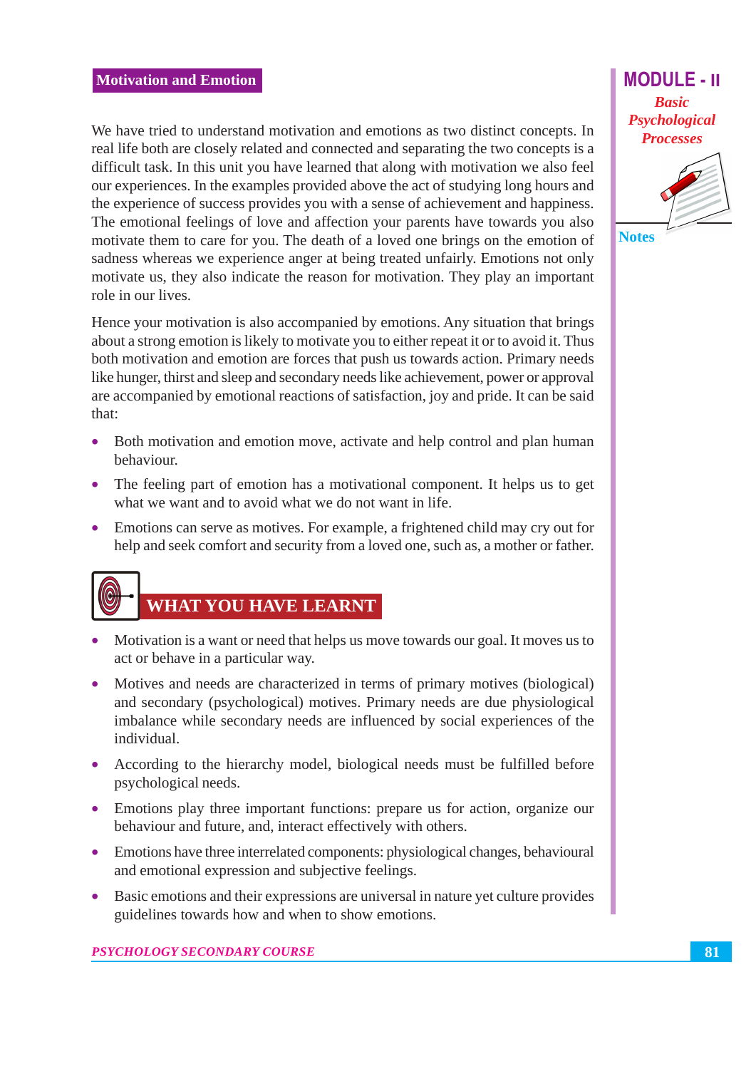We have tried to understand motivation and emotions as two distinct concepts. In real life both are closely related and connected and separating the two concepts is a difficult task. In this unit you have learned that along with motivation we also feel our experiences. In the examples provided above the act of studying long hours and the experience of success provides you with a sense of achievement and happiness. The emotional feelings of love and affection your parents have towards you also motivate them to care for you. The death of a loved one brings on the emotion of sadness whereas we experience anger at being treated unfairly. Emotions not only motivate us, they also indicate the reason for motivation. They play an important role in our lives.

Hence your motivation is also accompanied by emotions. Any situation that brings about a strong emotion is likely to motivate you to either repeat it or to avoid it. Thus both motivation and emotion are forces that push us towards action. Primary needs like hunger, thirst and sleep and secondary needs like achievement, power or approval are accompanied by emotional reactions of satisfaction, joy and pride. It can be said that:

- Both motivation and emotion move, activate and help control and plan human behaviour.
- The feeling part of emotion has a motivational component. It helps us to get what we want and to avoid what we do not want in life.
- Emotions can serve as motives. For example, a frightened child may cry out for help and seek comfort and security from a loved one, such as, a mother or father.

## WHAT YOU HAVE LEARNT

- Motivation is a want or need that helps us move towards our goal. It moves us to act or behave in a particular way.
- Motives and needs are characterized in terms of primary motives (biological) and secondary (psychological) motives. Primary needs are due physiological imbalance while secondary needs are influenced by social experiences of the individual.
- According to the hierarchy model, biological needs must be fulfilled before psychological needs.
- Emotions play three important functions: prepare us for action, organize our behaviour and future, and, interact effectively with others.
- Emotions have three interrelated components: physiological changes, behavioural and emotional expression and subjective feelings.
- Basic emotions and their expressions are universal in nature yet culture provides guidelines towards how and when to show emotions.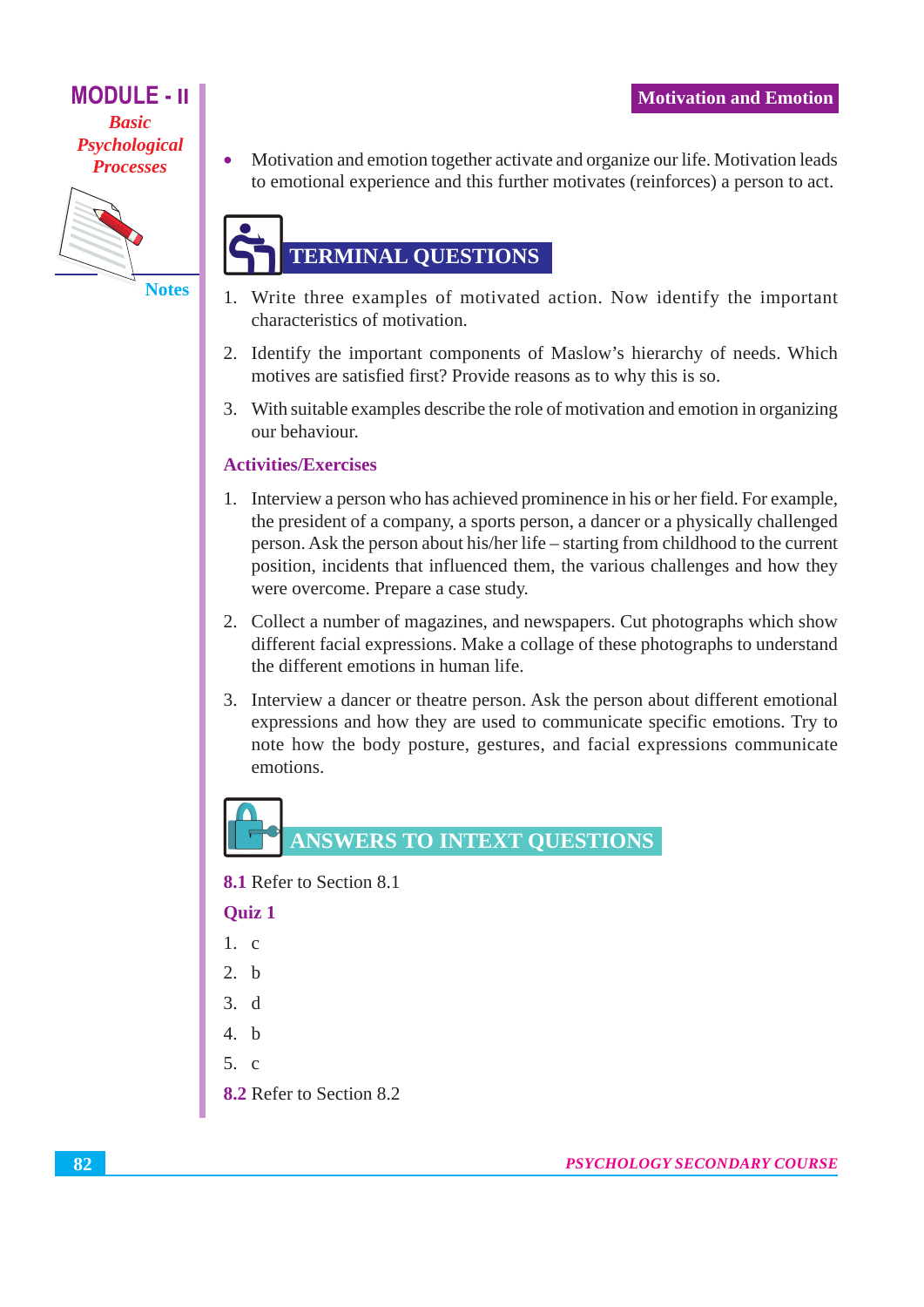- Motivation and emotion together activate and organize our life. Motivation leads to emotional experience and this further motivates (reinforces) a person to act.

## TERMINAL QUESTIONS

1. Write three examples of motivated action. Now identify the important characteristics of motivation.
2. Identify the important components of Maslow's hierarchy of needs. Which motives are satisfied first? Provide reasons as to why this is so.
3. With suitable examples describe the role of motivation and emotion in organizing our behaviour.

### Activities/Exercises

1. Interview a person who has achieved prominence in his or her field. For example, the president of a company, a sports person, a dancer or a physically challenged person. Ask the person about his/her life – starting from childhood to the current position, incidents that influenced them, the various challenges and how they were overcome. Prepare a case study.
2. Collect a number of magazines, and newspapers. Cut photographs which show different facial expressions. Make a collage of these photographs to understand the different emotions in human life.
3. Interview a dancer or theatre person. Ask the person about different emotional expressions and how they are used to communicate specific emotions. Try to note how the body posture, gestures, and facial expressions communicate emotions.

## ANSWERS TO INTEXT QUESTIONS

**8.1** Refer to Section 8.1

**Quiz 1**

1. c
2. b
3. d
4. b
5. c

**8.2** Refer to Section 8.2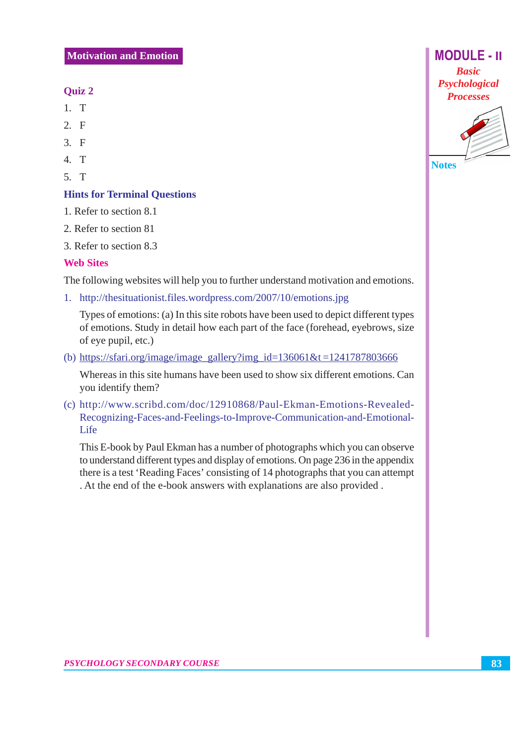## Quiz 2

1. T
2. F
3. F
4. T
5. T

## Hints for Terminal Questions

1. Refer to section 8.1
2. Refer to section 81
3. Refer to section 8.3

## Web Sites

The following websites will help you to further understand motivation and emotions.

1. http://thesituationist.files.wordpress.com/2007/10/emotions.jpg

   Types of emotions: (a) In this site robots have been used to depict different types of emotions. Study in detail how each part of the face (forehead, eyebrows, size of eye pupil, etc.)

(b) https://sfari.org/image/image_gallery?img_id=136061&t=1241787803666

   Whereas in this site humans have been used to show six different emotions. Can you identify them?

(c) http://www.scribd.com/doc/12910868/Paul-Ekman-Emotions-Revealed-Recognizing-Faces-and-Feelings-to-Improve-Communication-and-Emotional-Life

   This E-book by Paul Ekman has a number of photographs which you can observe to understand different types and display of emotions. On page 236 in the appendix there is a test 'Reading Faces' consisting of 14 photographs that you can attempt . At the end of the e-book answers with explanations are also provided .